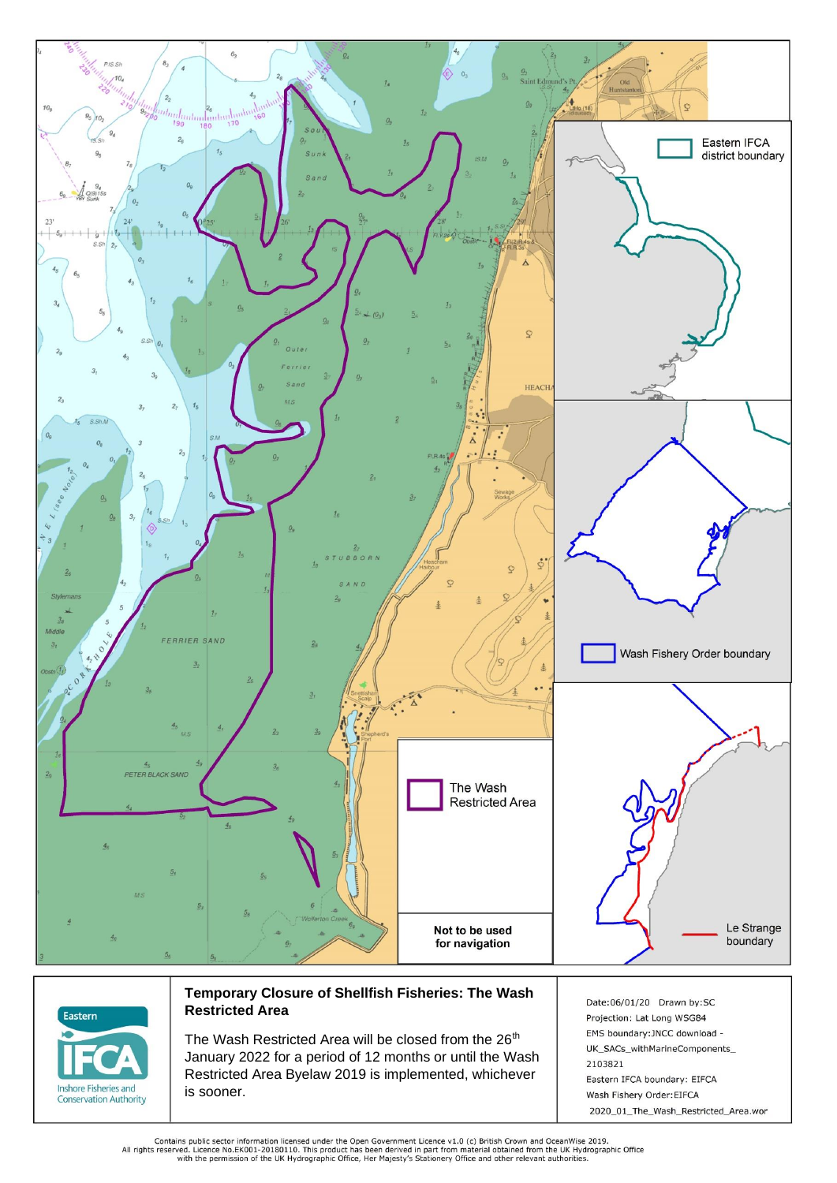Eastern IFCA district boundary

Wash Fishery Order boundary

Le Strange boundary

The Wash Restricted Area

**Not to be used for navigation**

Eastern IFCA — Inshore Fisheries and Conservation Authority

## Temporary Closure of Shellfish Fisheries: The Wash Restricted Area

The Wash Restricted Area will be closed from the 26th January 2022 for a period of 12 months or until the Wash Restricted Area Byelaw 2019 is implemented, whichever is sooner.

Date:06/01/20 Drawn by:SC
Projection: Lat Long WSG84
EMS boundary:JNCC download - UK_SACs_withMarineComponents_2103821
Eastern IFCA boundary: EIFCA
Wash Fishery Order:EIFCA
2020_01_The_Wash_Restricted_Area.wor

Contains public sector information licensed under the Open Government Licence v1.0 (c) British Crown and OceanWise 2019.
All rights reserved. Licence No.EK001-20180110. This product has been derived in part from material obtained from the UK Hydrographic Office with the permission of the UK Hydrographic Office, Her Majesty's Stationery Office and other relevant authorities.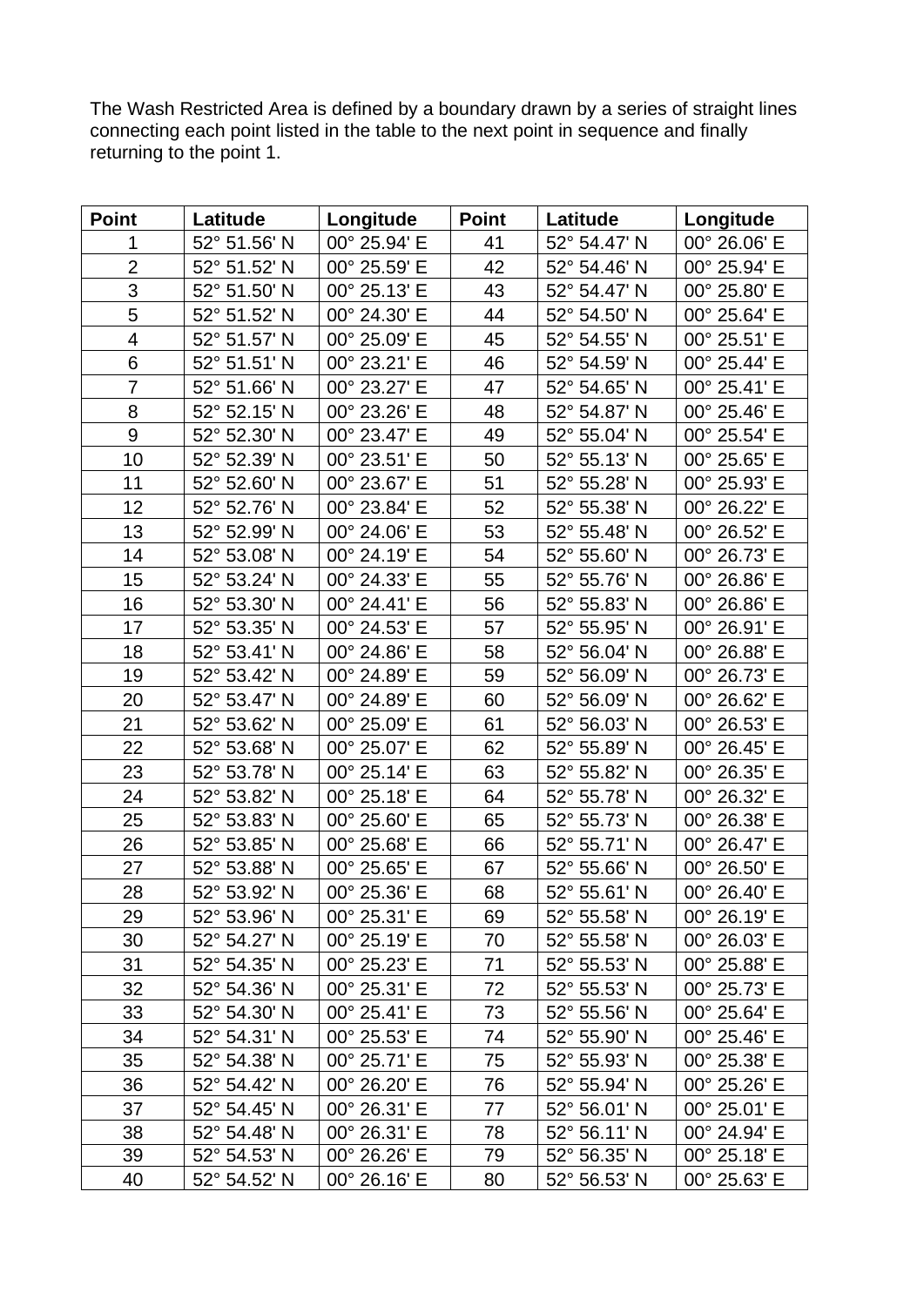The Wash Restricted Area is defined by a boundary drawn by a series of straight lines connecting each point listed in the table to the next point in sequence and finally returning to the point 1.

| Point | Latitude | Longitude | Point | Latitude | Longitude |
|---|---|---|---|---|---|
| 1 | 52° 51.56' N | 00° 25.94' E | 41 | 52° 54.47' N | 00° 26.06' E |
| 2 | 52° 51.52' N | 00° 25.59' E | 42 | 52° 54.46' N | 00° 25.94' E |
| 3 | 52° 51.50' N | 00° 25.13' E | 43 | 52° 54.47' N | 00° 25.80' E |
| 5 | 52° 51.52' N | 00° 24.30' E | 44 | 52° 54.50' N | 00° 25.64' E |
| 4 | 52° 51.57' N | 00° 25.09' E | 45 | 52° 54.55' N | 00° 25.51' E |
| 6 | 52° 51.51' N | 00° 23.21' E | 46 | 52° 54.59' N | 00° 25.44' E |
| 7 | 52° 51.66' N | 00° 23.27' E | 47 | 52° 54.65' N | 00° 25.41' E |
| 8 | 52° 52.15' N | 00° 23.26' E | 48 | 52° 54.87' N | 00° 25.46' E |
| 9 | 52° 52.30' N | 00° 23.47' E | 49 | 52° 55.04' N | 00° 25.54' E |
| 10 | 52° 52.39' N | 00° 23.51' E | 50 | 52° 55.13' N | 00° 25.65' E |
| 11 | 52° 52.60' N | 00° 23.67' E | 51 | 52° 55.28' N | 00° 25.93' E |
| 12 | 52° 52.76' N | 00° 23.84' E | 52 | 52° 55.38' N | 00° 26.22' E |
| 13 | 52° 52.99' N | 00° 24.06' E | 53 | 52° 55.48' N | 00° 26.52' E |
| 14 | 52° 53.08' N | 00° 24.19' E | 54 | 52° 55.60' N | 00° 26.73' E |
| 15 | 52° 53.24' N | 00° 24.33' E | 55 | 52° 55.76' N | 00° 26.86' E |
| 16 | 52° 53.30' N | 00° 24.41' E | 56 | 52° 55.83' N | 00° 26.86' E |
| 17 | 52° 53.35' N | 00° 24.53' E | 57 | 52° 55.95' N | 00° 26.91' E |
| 18 | 52° 53.41' N | 00° 24.86' E | 58 | 52° 56.04' N | 00° 26.88' E |
| 19 | 52° 53.42' N | 00° 24.89' E | 59 | 52° 56.09' N | 00° 26.73' E |
| 20 | 52° 53.47' N | 00° 24.89' E | 60 | 52° 56.09' N | 00° 26.62' E |
| 21 | 52° 53.62' N | 00° 25.09' E | 61 | 52° 56.03' N | 00° 26.53' E |
| 22 | 52° 53.68' N | 00° 25.07' E | 62 | 52° 55.89' N | 00° 26.45' E |
| 23 | 52° 53.78' N | 00° 25.14' E | 63 | 52° 55.82' N | 00° 26.35' E |
| 24 | 52° 53.82' N | 00° 25.18' E | 64 | 52° 55.78' N | 00° 26.32' E |
| 25 | 52° 53.83' N | 00° 25.60' E | 65 | 52° 55.73' N | 00° 26.38' E |
| 26 | 52° 53.85' N | 00° 25.68' E | 66 | 52° 55.71' N | 00° 26.47' E |
| 27 | 52° 53.88' N | 00° 25.65' E | 67 | 52° 55.66' N | 00° 26.50' E |
| 28 | 52° 53.92' N | 00° 25.36' E | 68 | 52° 55.61' N | 00° 26.40' E |
| 29 | 52° 53.96' N | 00° 25.31' E | 69 | 52° 55.58' N | 00° 26.19' E |
| 30 | 52° 54.27' N | 00° 25.19' E | 70 | 52° 55.58' N | 00° 26.03' E |
| 31 | 52° 54.35' N | 00° 25.23' E | 71 | 52° 55.53' N | 00° 25.88' E |
| 32 | 52° 54.36' N | 00° 25.31' E | 72 | 52° 55.53' N | 00° 25.73' E |
| 33 | 52° 54.30' N | 00° 25.41' E | 73 | 52° 55.56' N | 00° 25.64' E |
| 34 | 52° 54.31' N | 00° 25.53' E | 74 | 52° 55.90' N | 00° 25.46' E |
| 35 | 52° 54.38' N | 00° 25.71' E | 75 | 52° 55.93' N | 00° 25.38' E |
| 36 | 52° 54.42' N | 00° 26.20' E | 76 | 52° 55.94' N | 00° 25.26' E |
| 37 | 52° 54.45' N | 00° 26.31' E | 77 | 52° 56.01' N | 00° 25.01' E |
| 38 | 52° 54.48' N | 00° 26.31' E | 78 | 52° 56.11' N | 00° 24.94' E |
| 39 | 52° 54.53' N | 00° 26.26' E | 79 | 52° 56.35' N | 00° 25.18' E |
| 40 | 52° 54.52' N | 00° 26.16' E | 80 | 52° 56.53' N | 00° 25.63' E |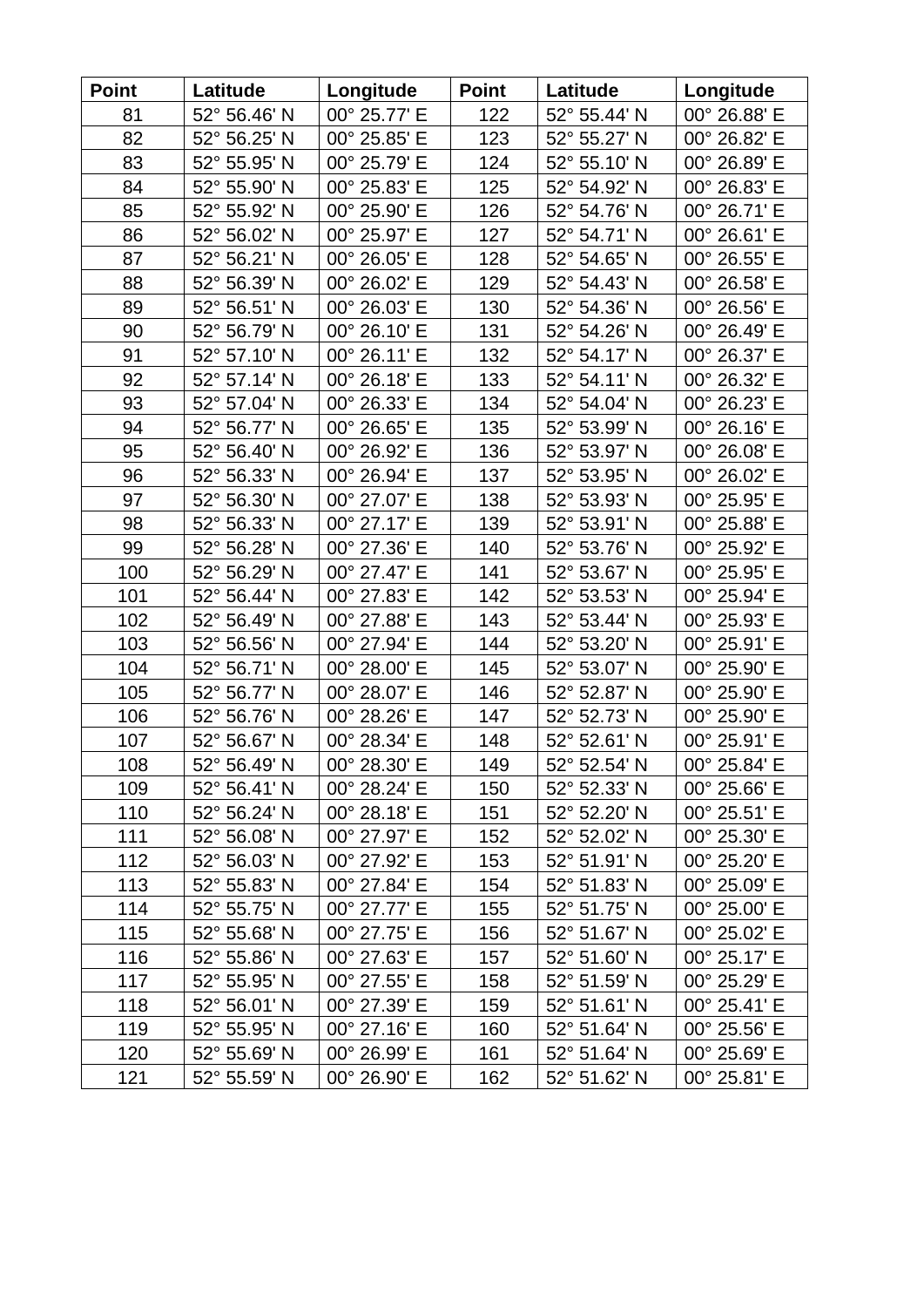| Point | Latitude | Longitude | Point | Latitude | Longitude |
|---|---|---|---|---|---|
| 81 | 52° 56.46' N | 00° 25.77' E | 122 | 52° 55.44' N | 00° 26.88' E |
| 82 | 52° 56.25' N | 00° 25.85' E | 123 | 52° 55.27' N | 00° 26.82' E |
| 83 | 52° 55.95' N | 00° 25.79' E | 124 | 52° 55.10' N | 00° 26.89' E |
| 84 | 52° 55.90' N | 00° 25.83' E | 125 | 52° 54.92' N | 00° 26.83' E |
| 85 | 52° 55.92' N | 00° 25.90' E | 126 | 52° 54.76' N | 00° 26.71' E |
| 86 | 52° 56.02' N | 00° 25.97' E | 127 | 52° 54.71' N | 00° 26.61' E |
| 87 | 52° 56.21' N | 00° 26.05' E | 128 | 52° 54.65' N | 00° 26.55' E |
| 88 | 52° 56.39' N | 00° 26.02' E | 129 | 52° 54.43' N | 00° 26.58' E |
| 89 | 52° 56.51' N | 00° 26.03' E | 130 | 52° 54.36' N | 00° 26.56' E |
| 90 | 52° 56.79' N | 00° 26.10' E | 131 | 52° 54.26' N | 00° 26.49' E |
| 91 | 52° 57.10' N | 00° 26.11' E | 132 | 52° 54.17' N | 00° 26.37' E |
| 92 | 52° 57.14' N | 00° 26.18' E | 133 | 52° 54.11' N | 00° 26.32' E |
| 93 | 52° 57.04' N | 00° 26.33' E | 134 | 52° 54.04' N | 00° 26.23' E |
| 94 | 52° 56.77' N | 00° 26.65' E | 135 | 52° 53.99' N | 00° 26.16' E |
| 95 | 52° 56.40' N | 00° 26.92' E | 136 | 52° 53.97' N | 00° 26.08' E |
| 96 | 52° 56.33' N | 00° 26.94' E | 137 | 52° 53.95' N | 00° 26.02' E |
| 97 | 52° 56.30' N | 00° 27.07' E | 138 | 52° 53.93' N | 00° 25.95' E |
| 98 | 52° 56.33' N | 00° 27.17' E | 139 | 52° 53.91' N | 00° 25.88' E |
| 99 | 52° 56.28' N | 00° 27.36' E | 140 | 52° 53.76' N | 00° 25.92' E |
| 100 | 52° 56.29' N | 00° 27.47' E | 141 | 52° 53.67' N | 00° 25.95' E |
| 101 | 52° 56.44' N | 00° 27.83' E | 142 | 52° 53.53' N | 00° 25.94' E |
| 102 | 52° 56.49' N | 00° 27.88' E | 143 | 52° 53.44' N | 00° 25.93' E |
| 103 | 52° 56.56' N | 00° 27.94' E | 144 | 52° 53.20' N | 00° 25.91' E |
| 104 | 52° 56.71' N | 00° 28.00' E | 145 | 52° 53.07' N | 00° 25.90' E |
| 105 | 52° 56.77' N | 00° 28.07' E | 146 | 52° 52.87' N | 00° 25.90' E |
| 106 | 52° 56.76' N | 00° 28.26' E | 147 | 52° 52.73' N | 00° 25.90' E |
| 107 | 52° 56.67' N | 00° 28.34' E | 148 | 52° 52.61' N | 00° 25.91' E |
| 108 | 52° 56.49' N | 00° 28.30' E | 149 | 52° 52.54' N | 00° 25.84' E |
| 109 | 52° 56.41' N | 00° 28.24' E | 150 | 52° 52.33' N | 00° 25.66' E |
| 110 | 52° 56.24' N | 00° 28.18' E | 151 | 52° 52.20' N | 00° 25.51' E |
| 111 | 52° 56.08' N | 00° 27.97' E | 152 | 52° 52.02' N | 00° 25.30' E |
| 112 | 52° 56.03' N | 00° 27.92' E | 153 | 52° 51.91' N | 00° 25.20' E |
| 113 | 52° 55.83' N | 00° 27.84' E | 154 | 52° 51.83' N | 00° 25.09' E |
| 114 | 52° 55.75' N | 00° 27.77' E | 155 | 52° 51.75' N | 00° 25.00' E |
| 115 | 52° 55.68' N | 00° 27.75' E | 156 | 52° 51.67' N | 00° 25.02' E |
| 116 | 52° 55.86' N | 00° 27.63' E | 157 | 52° 51.60' N | 00° 25.17' E |
| 117 | 52° 55.95' N | 00° 27.55' E | 158 | 52° 51.59' N | 00° 25.29' E |
| 118 | 52° 56.01' N | 00° 27.39' E | 159 | 52° 51.61' N | 00° 25.41' E |
| 119 | 52° 55.95' N | 00° 27.16' E | 160 | 52° 51.64' N | 00° 25.56' E |
| 120 | 52° 55.69' N | 00° 26.99' E | 161 | 52° 51.64' N | 00° 25.69' E |
| 121 | 52° 55.59' N | 00° 26.90' E | 162 | 52° 51.62' N | 00° 25.81' E |